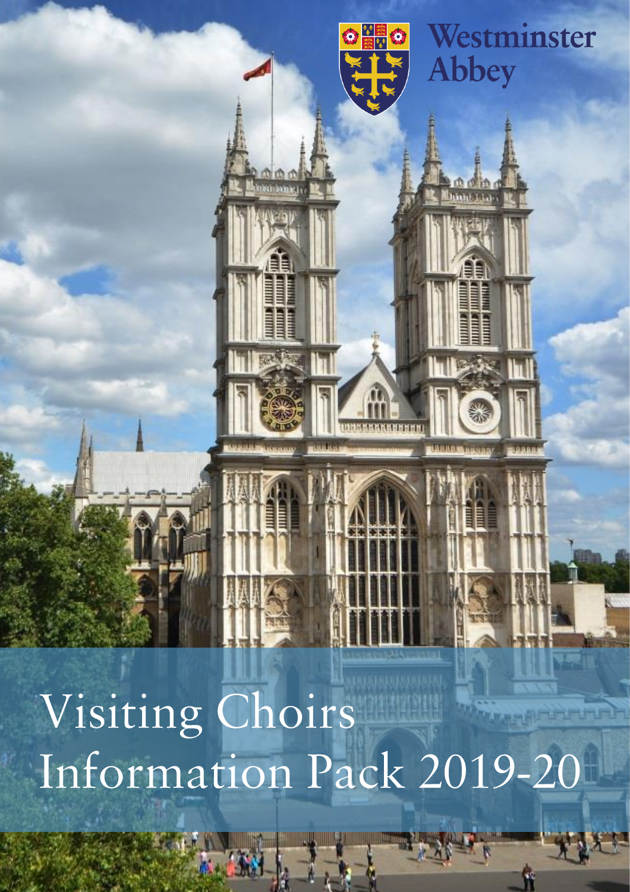Westminster Abbey

# Visiting Choirs Information Pack 2019-20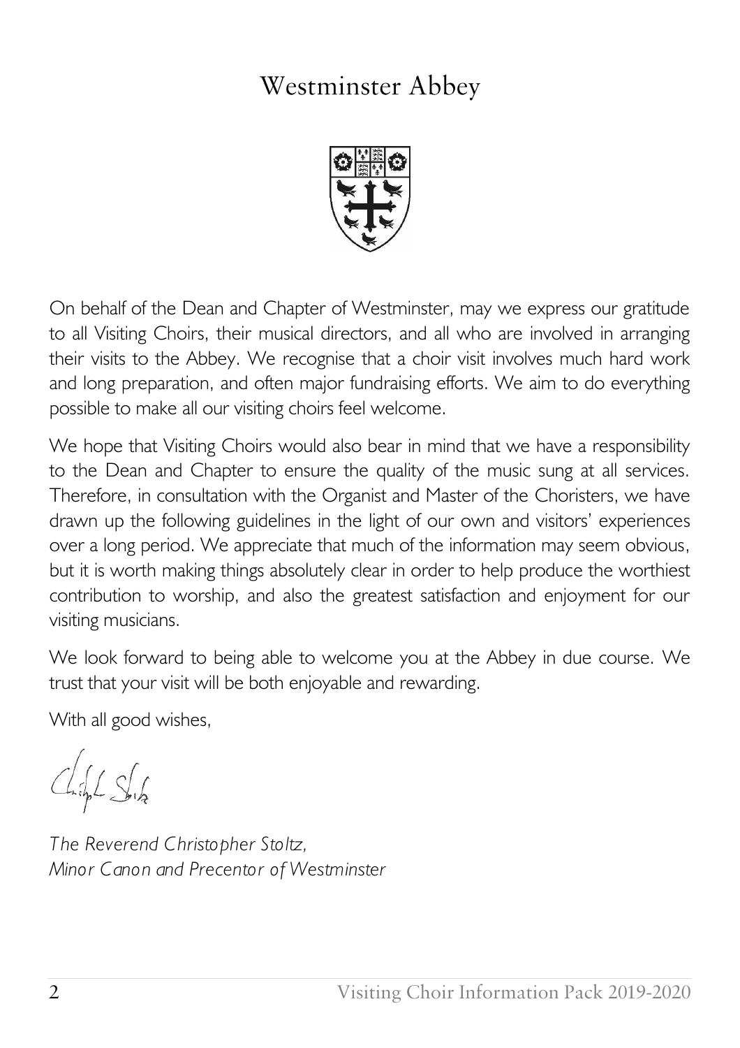# Westminster Abbey

On behalf of the Dean and Chapter of Westminster, may we express our gratitude to all Visiting Choirs, their musical directors, and all who are involved in arranging their visits to the Abbey. We recognise that a choir visit involves much hard work and long preparation, and often major fundraising efforts. We aim to do everything possible to make all our visiting choirs feel welcome.

We hope that Visiting Choirs would also bear in mind that we have a responsibility to the Dean and Chapter to ensure the quality of the music sung at all services. Therefore, in consultation with the Organist and Master of the Choristers, we have drawn up the following guidelines in the light of our own and visitors' experiences over a long period. We appreciate that much of the information may seem obvious, but it is worth making things absolutely clear in order to help produce the worthiest contribution to worship, and also the greatest satisfaction and enjoyment for our visiting musicians.

We look forward to being able to welcome you at the Abbey in due course. We trust that your visit will be both enjoyable and rewarding.

With all good wishes,

*The Reverend Christopher Stoltz,*
*Minor Canon and Precentor of Westminster*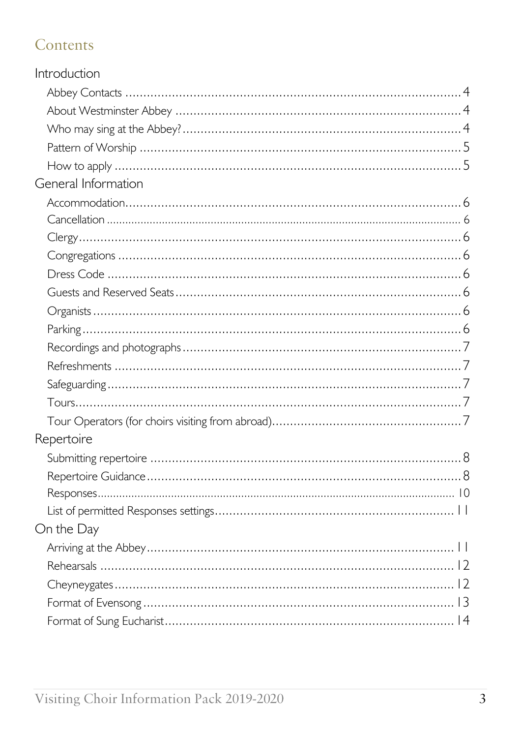## Contents

### Introduction

- Abbey Contacts ........ 4
- About Westminster Abbey ........ 4
- Who may sing at the Abbey? ........ 4
- Pattern of Worship ........ 5
- How to apply ........ 5

### General Information

- Accommodation ........ 6
- Cancellation ........ 6
- Clergy ........ 6
- Congregations ........ 6
- Dress Code ........ 6
- Guests and Reserved Seats ........ 6
- Organists ........ 6
- Parking ........ 6
- Recordings and photographs ........ 7
- Refreshments ........ 7
- Safeguarding ........ 7
- Tours ........ 7
- Tour Operators (for choirs visiting from abroad) ........ 7

### Repertoire

- Submitting repertoire ........ 8
- Repertoire Guidance ........ 8
- Responses ........ 10
- List of permitted Responses settings ........ 11

### On the Day

- Arriving at the Abbey ........ 11
- Rehearsals ........ 12
- Cheyneygates ........ 12
- Format of Evensong ........ 13
- Format of Sung Eucharist ........ 14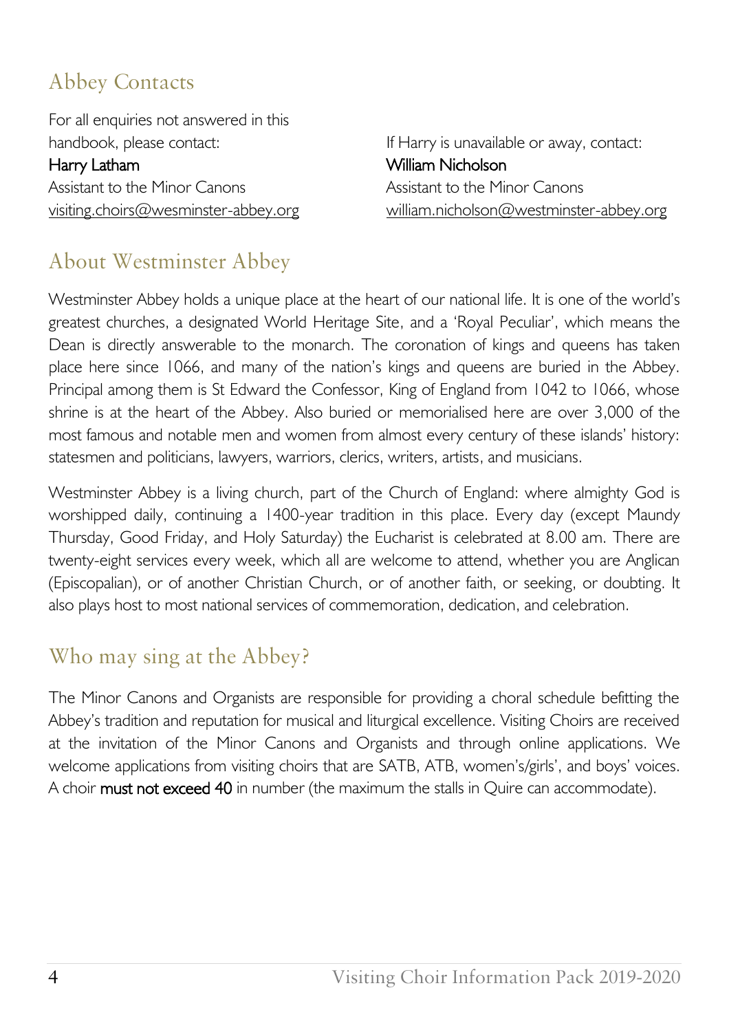## Abbey Contacts

For all enquiries not answered in this handbook, please contact:

**Harry Latham**
Assistant to the Minor Canons
visiting.choirs@wesminster-abbey.org

If Harry is unavailable or away, contact:

**William Nicholson**
Assistant to the Minor Canons
william.nicholson@westminster-abbey.org

## About Westminster Abbey

Westminster Abbey holds a unique place at the heart of our national life. It is one of the world's greatest churches, a designated World Heritage Site, and a 'Royal Peculiar', which means the Dean is directly answerable to the monarch. The coronation of kings and queens has taken place here since 1066, and many of the nation's kings and queens are buried in the Abbey. Principal among them is St Edward the Confessor, King of England from 1042 to 1066, whose shrine is at the heart of the Abbey. Also buried or memorialised here are over 3,000 of the most famous and notable men and women from almost every century of these islands' history: statesmen and politicians, lawyers, warriors, clerics, writers, artists, and musicians.

Westminster Abbey is a living church, part of the Church of England: where almighty God is worshipped daily, continuing a 1400-year tradition in this place. Every day (except Maundy Thursday, Good Friday, and Holy Saturday) the Eucharist is celebrated at 8.00 am. There are twenty-eight services every week, which all are welcome to attend, whether you are Anglican (Episcopalian), or of another Christian Church, or of another faith, or seeking, or doubting. It also plays host to most national services of commemoration, dedication, and celebration.

## Who may sing at the Abbey?

The Minor Canons and Organists are responsible for providing a choral schedule befitting the Abbey's tradition and reputation for musical and liturgical excellence. Visiting Choirs are received at the invitation of the Minor Canons and Organists and through online applications. We welcome applications from visiting choirs that are SATB, ATB, women's/girls', and boys' voices. A choir **must not exceed 40** in number (the maximum the stalls in Quire can accommodate).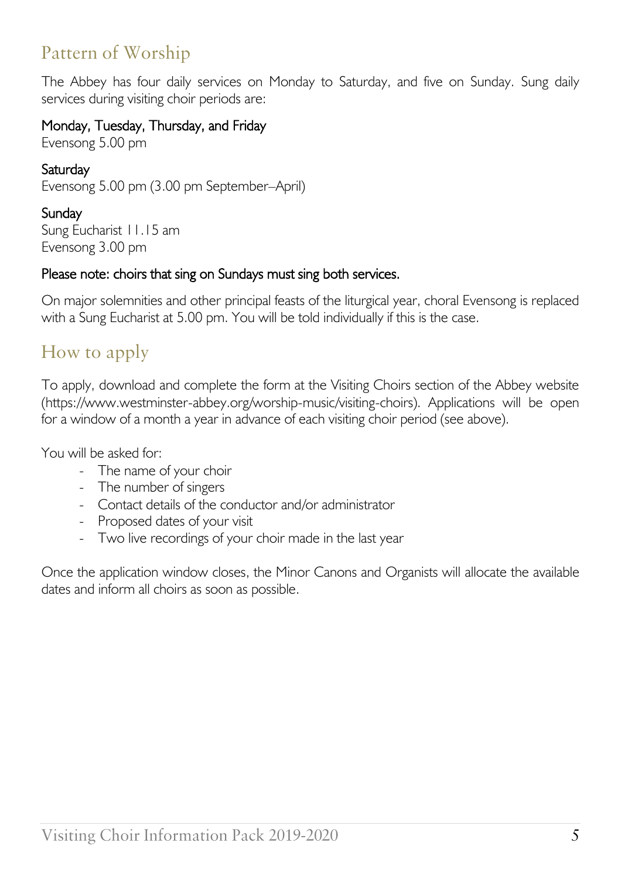## Pattern of Worship

The Abbey has four daily services on Monday to Saturday, and five on Sunday. Sung daily services during visiting choir periods are:

**Monday, Tuesday, Thursday, and Friday**
Evensong 5.00 pm

**Saturday**
Evensong 5.00 pm (3.00 pm September–April)

**Sunday**
Sung Eucharist 11.15 am
Evensong 3.00 pm

**Please note: choirs that sing on Sundays must sing both services.**

On major solemnities and other principal feasts of the liturgical year, choral Evensong is replaced with a Sung Eucharist at 5.00 pm. You will be told individually if this is the case.

## How to apply

To apply, download and complete the form at the Visiting Choirs section of the Abbey website (https://www.westminster-abbey.org/worship-music/visiting-choirs). Applications will be open for a window of a month a year in advance of each visiting choir period (see above).

You will be asked for:

- The name of your choir
- The number of singers
- Contact details of the conductor and/or administrator
- Proposed dates of your visit
- Two live recordings of your choir made in the last year

Once the application window closes, the Minor Canons and Organists will allocate the available dates and inform all choirs as soon as possible.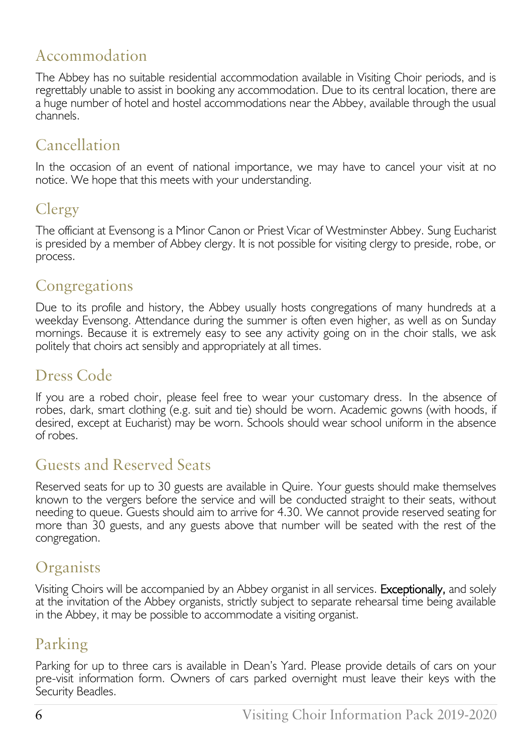## Accommodation

The Abbey has no suitable residential accommodation available in Visiting Choir periods, and is regrettably unable to assist in booking any accommodation. Due to its central location, there are a huge number of hotel and hostel accommodations near the Abbey, available through the usual channels.

## Cancellation

In the occasion of an event of national importance, we may have to cancel your visit at no notice. We hope that this meets with your understanding.

## Clergy

The officiant at Evensong is a Minor Canon or Priest Vicar of Westminster Abbey. Sung Eucharist is presided by a member of Abbey clergy. It is not possible for visiting clergy to preside, robe, or process.

## Congregations

Due to its profile and history, the Abbey usually hosts congregations of many hundreds at a weekday Evensong. Attendance during the summer is often even higher, as well as on Sunday mornings. Because it is extremely easy to see any activity going on in the choir stalls, we ask politely that choirs act sensibly and appropriately at all times.

## Dress Code

If you are a robed choir, please feel free to wear your customary dress. In the absence of robes, dark, smart clothing (e.g. suit and tie) should be worn. Academic gowns (with hoods, if desired, except at Eucharist) may be worn. Schools should wear school uniform in the absence of robes.

## Guests and Reserved Seats

Reserved seats for up to 30 guests are available in Quire. Your guests should make themselves known to the vergers before the service and will be conducted straight to their seats, without needing to queue. Guests should aim to arrive for 4.30. We cannot provide reserved seating for more than 30 guests, and any guests above that number will be seated with the rest of the congregation.

## Organists

Visiting Choirs will be accompanied by an Abbey organist in all services. **Exceptionally,** and solely at the invitation of the Abbey organists, strictly subject to separate rehearsal time being available in the Abbey, it may be possible to accommodate a visiting organist.

## Parking

Parking for up to three cars is available in Dean's Yard. Please provide details of cars on your pre-visit information form. Owners of cars parked overnight must leave their keys with the Security Beadles.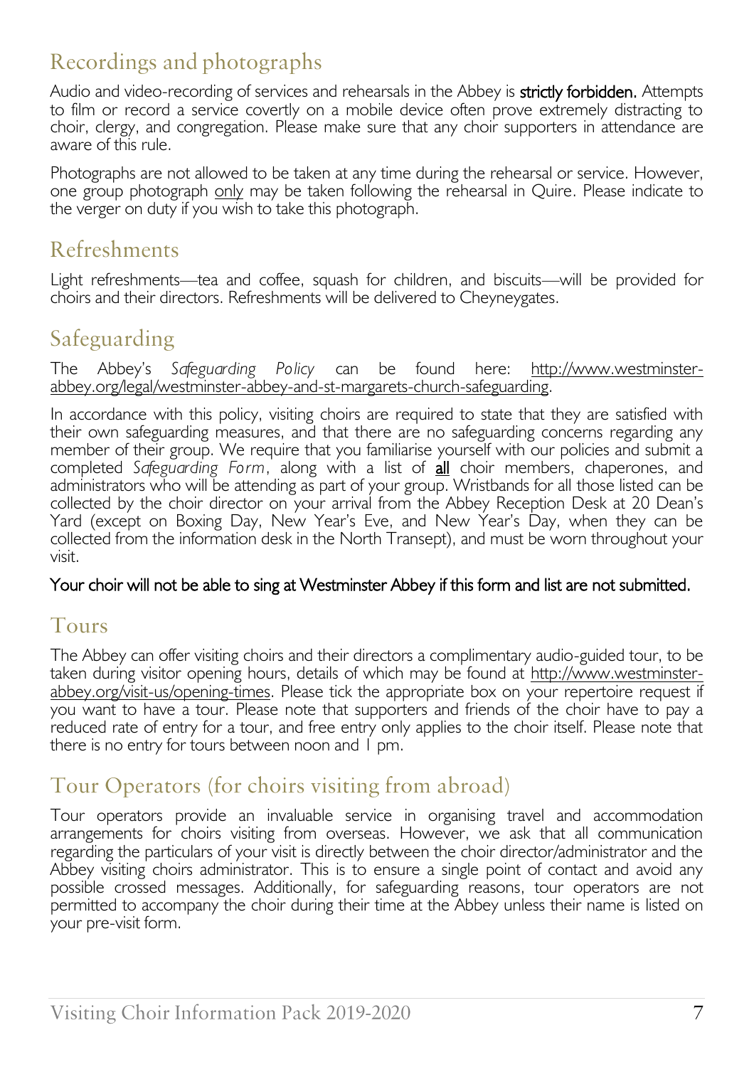## Recordings and photographs

Audio and video-recording of services and rehearsals in the Abbey is **strictly forbidden.** Attempts to film or record a service covertly on a mobile device often prove extremely distracting to choir, clergy, and congregation. Please make sure that any choir supporters in attendance are aware of this rule.

Photographs are not allowed to be taken at any time during the rehearsal or service. However, one group photograph only may be taken following the rehearsal in Quire. Please indicate to the verger on duty if you wish to take this photograph.

## Refreshments

Light refreshments—tea and coffee, squash for children, and biscuits—will be provided for choirs and their directors. Refreshments will be delivered to Cheyneygates.

## Safeguarding

The Abbey's *Safeguarding Policy* can be found here: http://www.westminster-abbey.org/legal/westminster-abbey-and-st-margarets-church-safeguarding.

In accordance with this policy, visiting choirs are required to state that they are satisfied with their own safeguarding measures, and that there are no safeguarding concerns regarding any member of their group. We require that you familiarise yourself with our policies and submit a completed *Safeguarding Form*, along with a list of **all** choir members, chaperones, and administrators who will be attending as part of your group. Wristbands for all those listed can be collected by the choir director on your arrival from the Abbey Reception Desk at 20 Dean's Yard (except on Boxing Day, New Year's Eve, and New Year's Day, when they can be collected from the information desk in the North Transept), and must be worn throughout your visit.

**Your choir will not be able to sing at Westminster Abbey if this form and list are not submitted.**

## Tours

The Abbey can offer visiting choirs and their directors a complimentary audio-guided tour, to be taken during visitor opening hours, details of which may be found at http://www.westminster-abbey.org/visit-us/opening-times. Please tick the appropriate box on your repertoire request if you want to have a tour. Please note that supporters and friends of the choir have to pay a reduced rate of entry for a tour, and free entry only applies to the choir itself. Please note that there is no entry for tours between noon and 1 pm.

## Tour Operators (for choirs visiting from abroad)

Tour operators provide an invaluable service in organising travel and accommodation arrangements for choirs visiting from overseas. However, we ask that all communication regarding the particulars of your visit is directly between the choir director/administrator and the Abbey visiting choirs administrator. This is to ensure a single point of contact and avoid any possible crossed messages. Additionally, for safeguarding reasons, tour operators are not permitted to accompany the choir during their time at the Abbey unless their name is listed on your pre-visit form.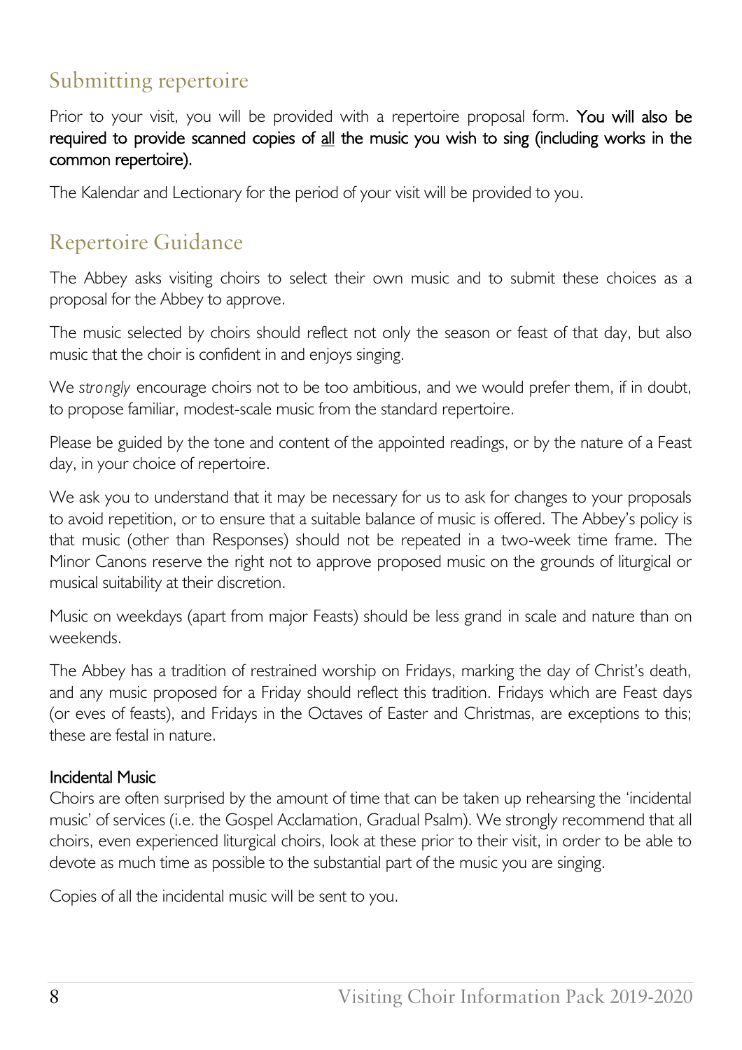## Submitting repertoire

Prior to your visit, you will be provided with a repertoire proposal form. **You will also be required to provide scanned copies of <u>all</u> the music you wish to sing (including works in the common repertoire).**

The Kalendar and Lectionary for the period of your visit will be provided to you.

## Repertoire Guidance

The Abbey asks visiting choirs to select their own music and to submit these choices as a proposal for the Abbey to approve.

The music selected by choirs should reflect not only the season or feast of that day, but also music that the choir is confident in and enjoys singing.

We *strongly* encourage choirs not to be too ambitious, and we would prefer them, if in doubt, to propose familiar, modest-scale music from the standard repertoire.

Please be guided by the tone and content of the appointed readings, or by the nature of a Feast day, in your choice of repertoire.

We ask you to understand that it may be necessary for us to ask for changes to your proposals to avoid repetition, or to ensure that a suitable balance of music is offered. The Abbey's policy is that music (other than Responses) should not be repeated in a two-week time frame. The Minor Canons reserve the right not to approve proposed music on the grounds of liturgical or musical suitability at their discretion.

Music on weekdays (apart from major Feasts) should be less grand in scale and nature than on weekends.

The Abbey has a tradition of restrained worship on Fridays, marking the day of Christ's death, and any music proposed for a Friday should reflect this tradition. Fridays which are Feast days (or eves of feasts), and Fridays in the Octaves of Easter and Christmas, are exceptions to this; these are festal in nature.

**Incidental Music**

Choirs are often surprised by the amount of time that can be taken up rehearsing the 'incidental music' of services (i.e. the Gospel Acclamation, Gradual Psalm). We strongly recommend that all choirs, even experienced liturgical choirs, look at these prior to their visit, in order to be able to devote as much time as possible to the substantial part of the music you are singing.

Copies of all the incidental music will be sent to you.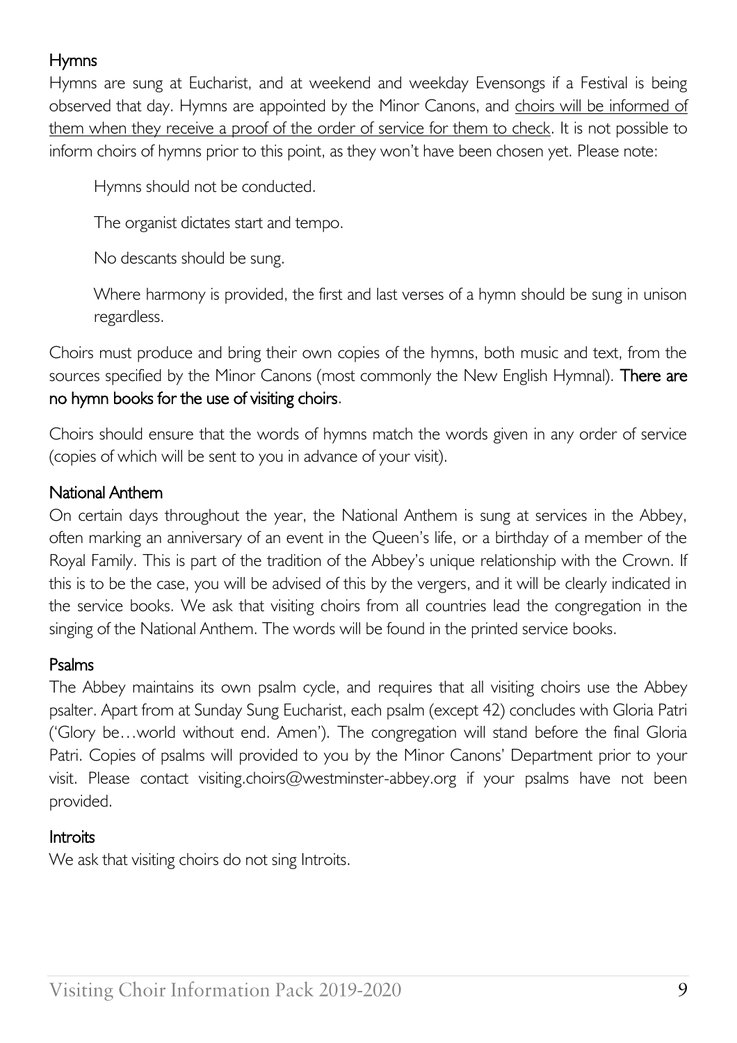## Hymns

Hymns are sung at Eucharist, and at weekend and weekday Evensongs if a Festival is being observed that day. Hymns are appointed by the Minor Canons, and <u>choirs will be informed of them when they receive a proof of the order of service for them to check</u>. It is not possible to inform choirs of hymns prior to this point, as they won't have been chosen yet. Please note:

> Hymns should not be conducted.
>
> The organist dictates start and tempo.
>
> No descants should be sung.
>
> Where harmony is provided, the first and last verses of a hymn should be sung in unison regardless.

Choirs must produce and bring their own copies of the hymns, both music and text, from the sources specified by the Minor Canons (most commonly the New English Hymnal). **There are no hymn books for the use of visiting choirs**.

Choirs should ensure that the words of hymns match the words given in any order of service (copies of which will be sent to you in advance of your visit).

## National Anthem

On certain days throughout the year, the National Anthem is sung at services in the Abbey, often marking an anniversary of an event in the Queen's life, or a birthday of a member of the Royal Family. This is part of the tradition of the Abbey's unique relationship with the Crown. If this is to be the case, you will be advised of this by the vergers, and it will be clearly indicated in the service books. We ask that visiting choirs from all countries lead the congregation in the singing of the National Anthem. The words will be found in the printed service books.

## Psalms

The Abbey maintains its own psalm cycle, and requires that all visiting choirs use the Abbey psalter. Apart from at Sunday Sung Eucharist, each psalm (except 42) concludes with Gloria Patri ('Glory be…world without end. Amen'). The congregation will stand before the final Gloria Patri. Copies of psalms will provided to you by the Minor Canons' Department prior to your visit. Please contact visiting.choirs@westminster-abbey.org if your psalms have not been provided.

## Introits

We ask that visiting choirs do not sing Introits.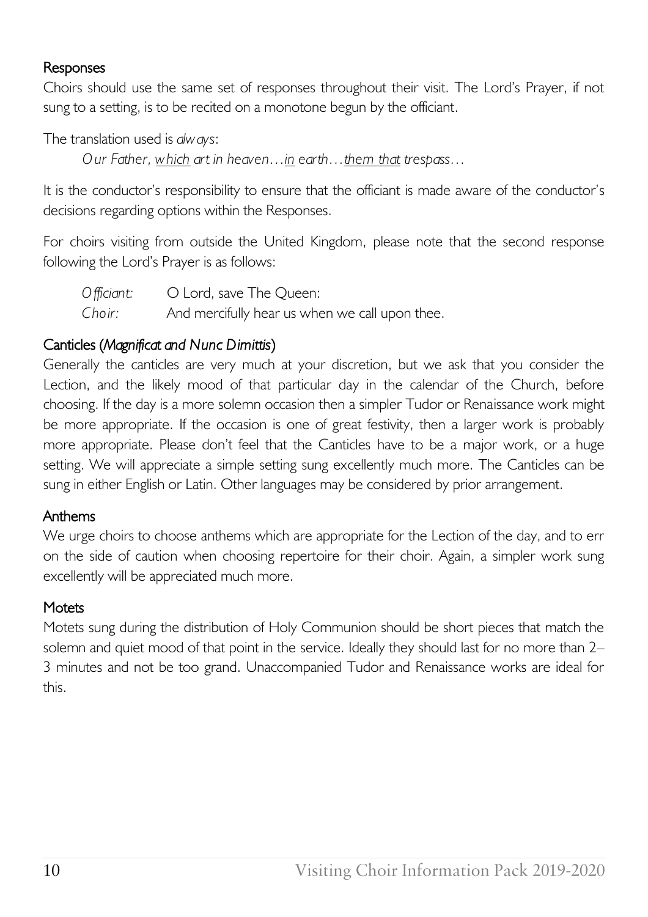### Responses

Choirs should use the same set of responses throughout their visit. The Lord's Prayer, if not sung to a setting, is to be recited on a monotone begun by the officiant.

The translation used is *always*:

> *Our Father, <u>which</u> art in heaven…<u>in</u> earth…<u>them that</u> trespass…*

It is the conductor's responsibility to ensure that the officiant is made aware of the conductor's decisions regarding options within the Responses.

For choirs visiting from outside the United Kingdom, please note that the second response following the Lord's Prayer is as follows:

> *Officiant:* O Lord, save The Queen:
> *Choir:* And mercifully hear us when we call upon thee.

### Canticles (*Magnificat and Nunc Dimittis*)

Generally the canticles are very much at your discretion, but we ask that you consider the Lection, and the likely mood of that particular day in the calendar of the Church, before choosing. If the day is a more solemn occasion then a simpler Tudor or Renaissance work might be more appropriate. If the occasion is one of great festivity, then a larger work is probably more appropriate. Please don't feel that the Canticles have to be a major work, or a huge setting. We will appreciate a simple setting sung excellently much more. The Canticles can be sung in either English or Latin. Other languages may be considered by prior arrangement.

### Anthems

We urge choirs to choose anthems which are appropriate for the Lection of the day, and to err on the side of caution when choosing repertoire for their choir. Again, a simpler work sung excellently will be appreciated much more.

### Motets

Motets sung during the distribution of Holy Communion should be short pieces that match the solemn and quiet mood of that point in the service. Ideally they should last for no more than 2–3 minutes and not be too grand. Unaccompanied Tudor and Renaissance works are ideal for this.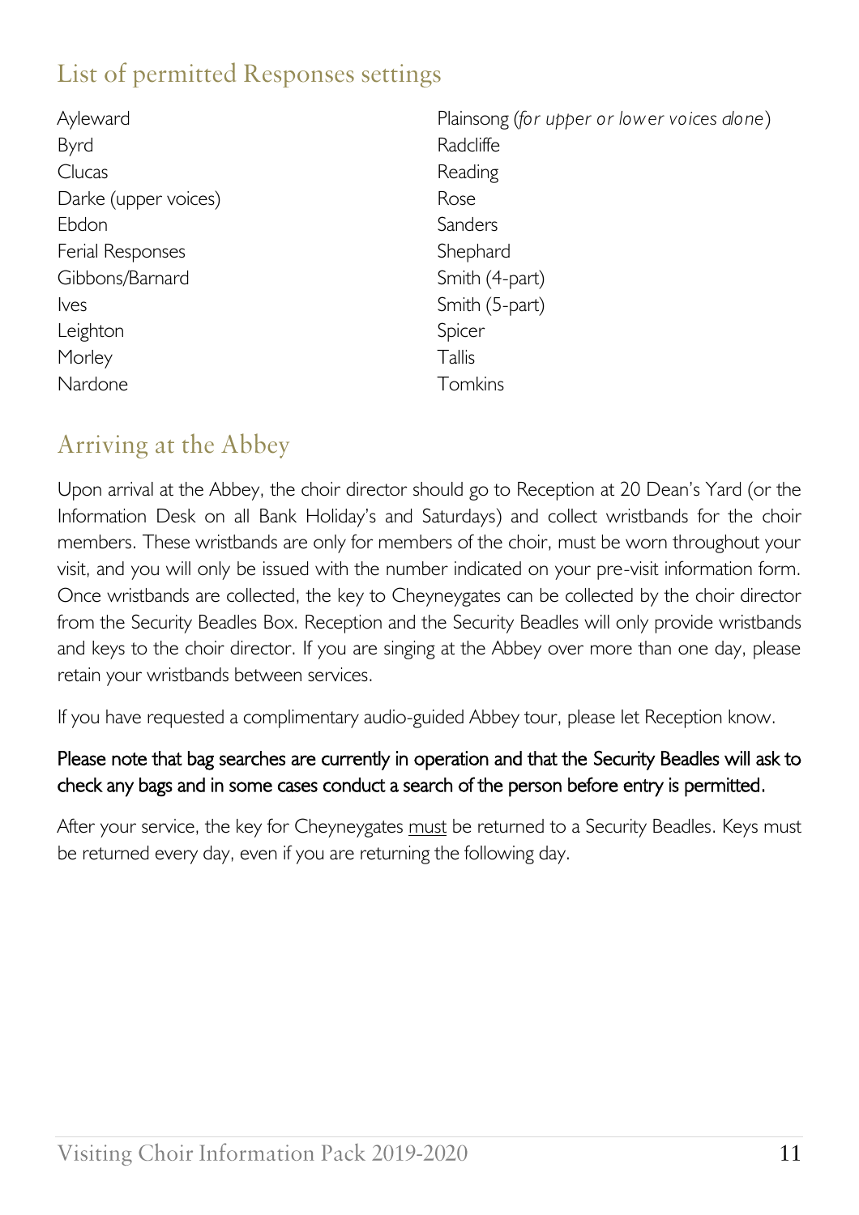## List of permitted Responses settings

Ayleward
Byrd
Clucas
Darke (upper voices)
Ebdon
Ferial Responses
Gibbons/Barnard
Ives
Leighton
Morley
Nardone
Plainsong (*for upper or lower voices alone*)
Radcliffe
Reading
Rose
Sanders
Shephard
Smith (4-part)
Smith (5-part)
Spicer
Tallis
Tomkins

## Arriving at the Abbey

Upon arrival at the Abbey, the choir director should go to Reception at 20 Dean's Yard (or the Information Desk on all Bank Holiday's and Saturdays) and collect wristbands for the choir members. These wristbands are only for members of the choir, must be worn throughout your visit, and you will only be issued with the number indicated on your pre-visit information form. Once wristbands are collected, the key to Cheyneygates can be collected by the choir director from the Security Beadles Box. Reception and the Security Beadles will only provide wristbands and keys to the choir director. If you are singing at the Abbey over more than one day, please retain your wristbands between services.

If you have requested a complimentary audio-guided Abbey tour, please let Reception know.

Please note that bag searches are currently in operation and that the Security Beadles will ask to check any bags and in some cases conduct a search of the person before entry is permitted.

After your service, the key for Cheyneygates must be returned to a Security Beadles. Keys must be returned every day, even if you are returning the following day.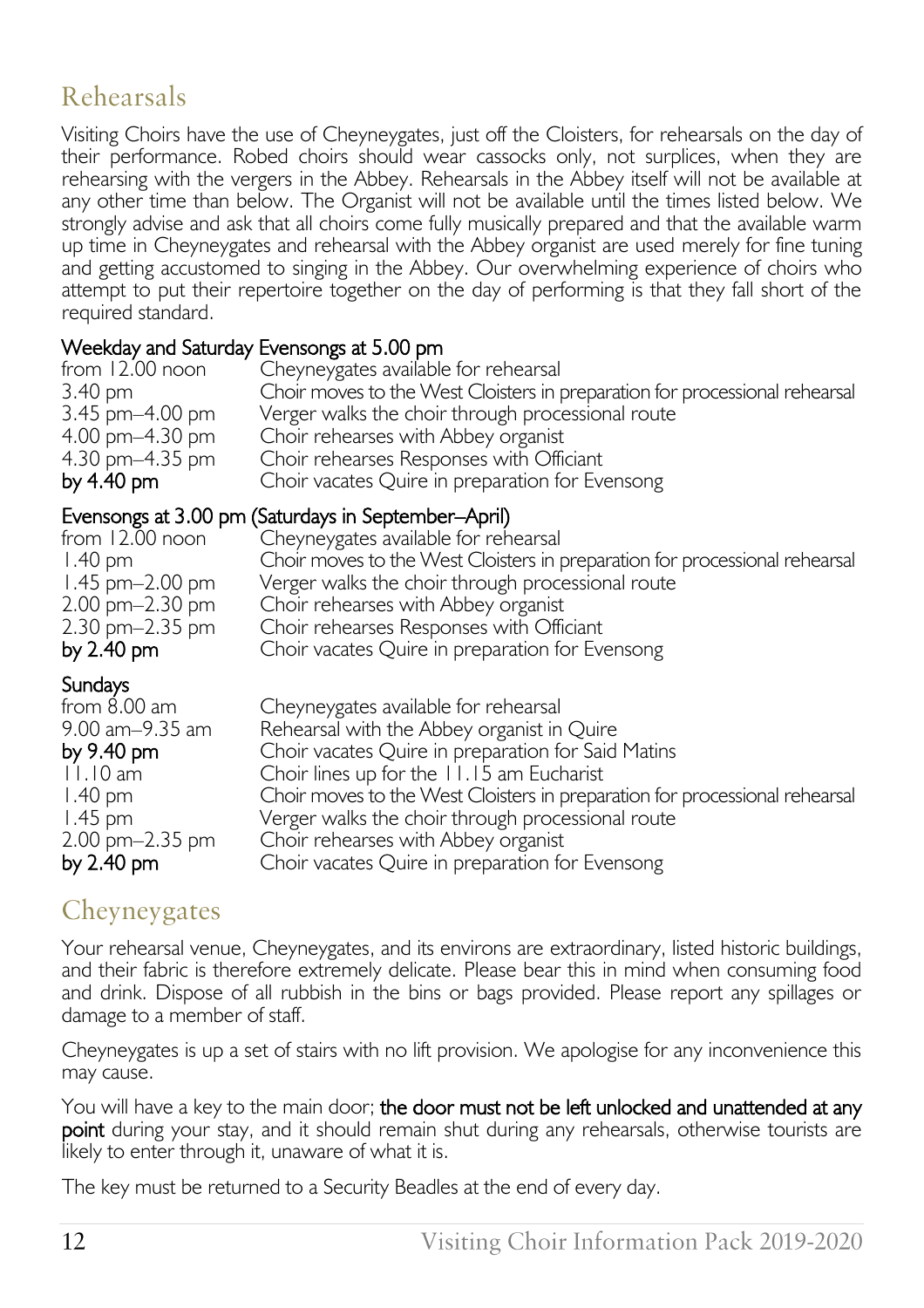## Rehearsals

Visiting Choirs have the use of Cheyneygates, just off the Cloisters, for rehearsals on the day of their performance. Robed choirs should wear cassocks only, not surplices, when they are rehearsing with the vergers in the Abbey. Rehearsals in the Abbey itself will not be available at any other time than below. The Organist will not be available until the times listed below. We strongly advise and ask that all choirs come fully musically prepared and that the available warm up time in Cheyneygates and rehearsal with the Abbey organist are used merely for fine tuning and getting accustomed to singing in the Abbey. Our overwhelming experience of choirs who attempt to put their repertoire together on the day of performing is that they fall short of the required standard.

**Weekday and Saturday Evensongs at 5.00 pm**

| | |
|---|---|
| from 12.00 noon | Cheyneygates available for rehearsal |
| 3.40 pm | Choir moves to the West Cloisters in preparation for processional rehearsal |
| 3.45 pm–4.00 pm | Verger walks the choir through processional route |
| 4.00 pm–4.30 pm | Choir rehearses with Abbey organist |
| 4.30 pm–4.35 pm | Choir rehearses Responses with Officiant |
| **by 4.40 pm** | Choir vacates Quire in preparation for Evensong |

**Evensongs at 3.00 pm (Saturdays in September–April)**

| | |
|---|---|
| from 12.00 noon | Cheyneygates available for rehearsal |
| 1.40 pm | Choir moves to the West Cloisters in preparation for processional rehearsal |
| 1.45 pm–2.00 pm | Verger walks the choir through processional route |
| 2.00 pm–2.30 pm | Choir rehearses with Abbey organist |
| 2.30 pm–2.35 pm | Choir rehearses Responses with Officiant |
| **by 2.40 pm** | Choir vacates Quire in preparation for Evensong |

**Sundays**

| | |
|---|---|
| from 8.00 am | Cheyneygates available for rehearsal |
| 9.00 am–9.35 am | Rehearsal with the Abbey organist in Quire |
| **by 9.40 pm** | Choir vacates Quire in preparation for Said Matins |
| 11.10 am | Choir lines up for the 11.15 am Eucharist |
| 1.40 pm | Choir moves to the West Cloisters in preparation for processional rehearsal |
| 1.45 pm | Verger walks the choir through processional route |
| 2.00 pm–2.35 pm | Choir rehearses with Abbey organist |
| **by 2.40 pm** | Choir vacates Quire in preparation for Evensong |

## Cheyneygates

Your rehearsal venue, Cheyneygates, and its environs are extraordinary, listed historic buildings, and their fabric is therefore extremely delicate. Please bear this in mind when consuming food and drink. Dispose of all rubbish in the bins or bags provided. Please report any spillages or damage to a member of staff.

Cheyneygates is up a set of stairs with no lift provision. We apologise for any inconvenience this may cause.

You will have a key to the main door; **the door must not be left unlocked and unattended at any point** during your stay, and it should remain shut during any rehearsals, otherwise tourists are likely to enter through it, unaware of what it is.

The key must be returned to a Security Beadles at the end of every day.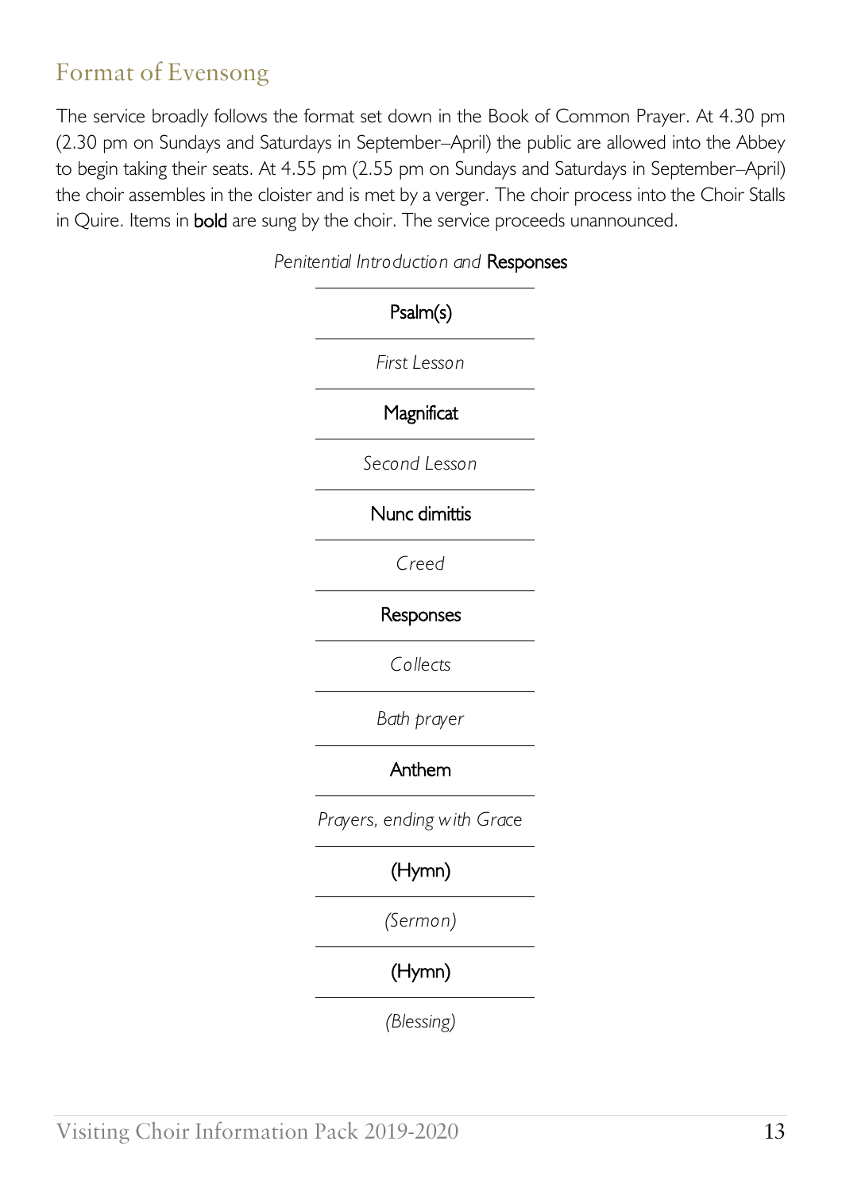## Format of Evensong

The service broadly follows the format set down in the Book of Common Prayer. At 4.30 pm (2.30 pm on Sundays and Saturdays in September–April) the public are allowed into the Abbey to begin taking their seats. At 4.55 pm (2.55 pm on Sundays and Saturdays in September–April) the choir assembles in the cloister and is met by a verger. The choir process into the Choir Stalls in Quire. Items in **bold** are sung by the choir. The service proceeds unannounced.

*Penitential Introduction and* **Responses**

**Psalm(s)**

*First Lesson*

**Magnificat**

*Second Lesson*

**Nunc dimittis**

*Creed*

**Responses**

*Collects*

*Bath prayer*

**Anthem**

*Prayers, ending with Grace*

**(Hymn)**

*(Sermon)*

**(Hymn)**

*(Blessing)*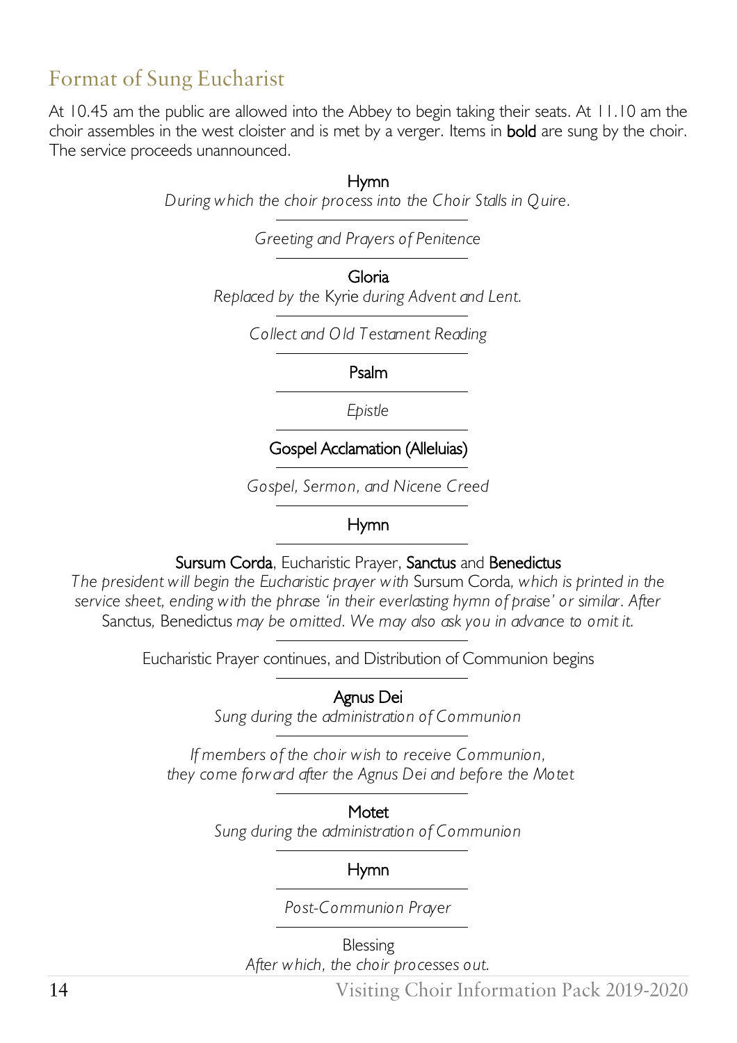## Format of Sung Eucharist

At 10.45 am the public are allowed into the Abbey to begin taking their seats. At 11.10 am the choir assembles in the west cloister and is met by a verger. Items in **bold** are sung by the choir. The service proceeds unannounced.

**Hymn**
*During which the choir process into the Choir Stalls in Quire.*

---

*Greeting and Prayers of Penitence*

---

**Gloria**
*Replaced by the* Kyrie *during Advent and Lent.*

---

*Collect and Old Testament Reading*

---

**Psalm**

---

*Epistle*

---

**Gospel Acclamation (Alleluias)**

---

*Gospel, Sermon, and Nicene Creed*

---

**Hymn**

---

**Sursum Corda**, Eucharistic Prayer, **Sanctus** and **Benedictus**
*The president will begin the Eucharistic prayer with* Sursum Corda*, which is printed in the service sheet, ending with the phrase 'in their everlasting hymn of praise' or similar. After* Sanctus*,* Benedictus *may be omitted. We may also ask you in advance to omit it.*

---

Eucharistic Prayer continues, and Distribution of Communion begins

---

**Agnus Dei**
*Sung during the administration of Communion*

---

*If members of the choir wish to receive Communion, they come forward after the Agnus Dei and before the Motet*

---

**Motet**
*Sung during the administration of Communion*

---

**Hymn**

---

*Post-Communion Prayer*

---

Blessing
*After which, the choir processes out.*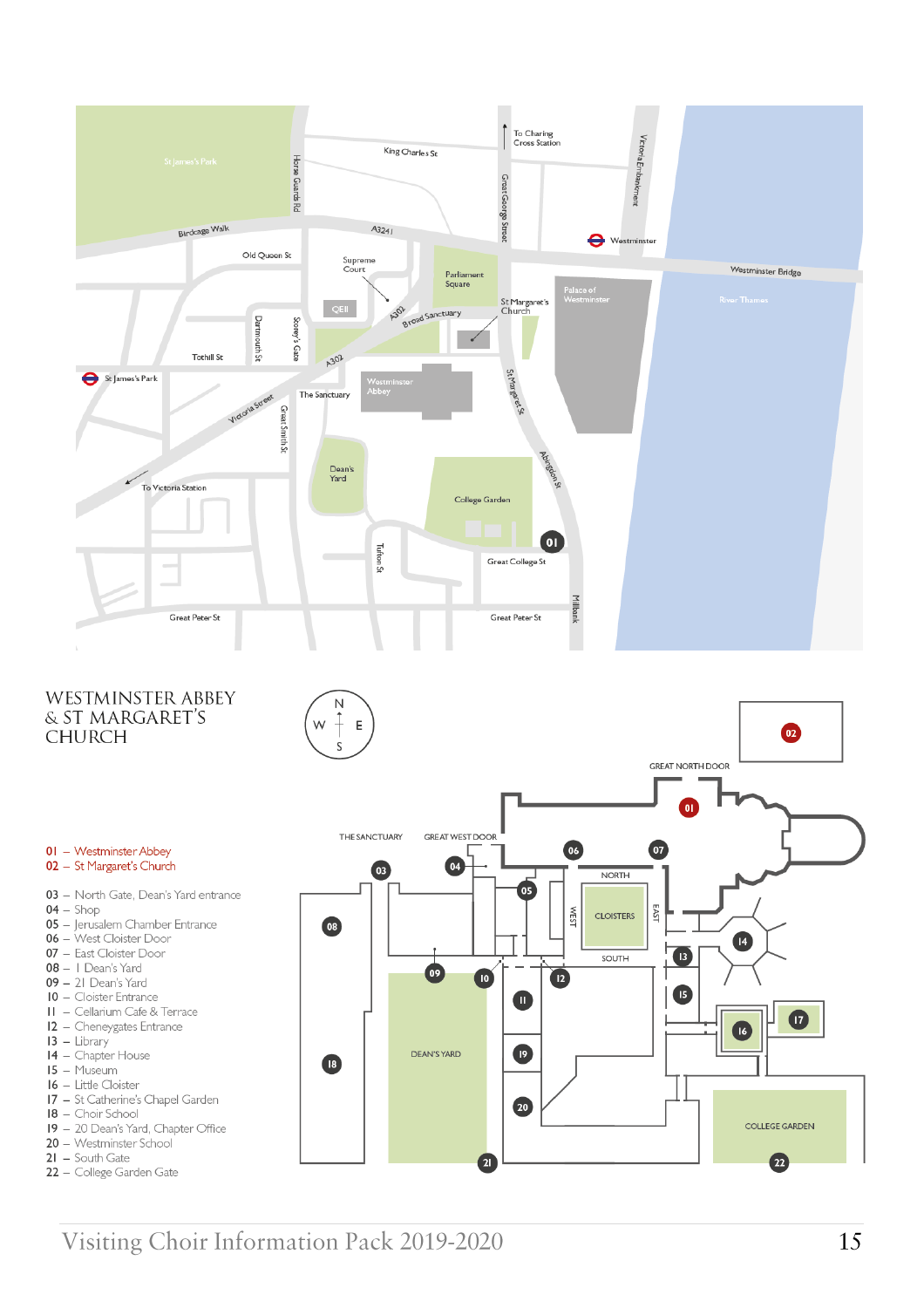# WESTMINSTER ABBEY & ST MARGARET'S CHURCH

01 – Westminster Abbey
02 – St Margaret's Church

03 – North Gate, Dean's Yard entrance
04 – Shop
05 – Jerusalem Chamber Entrance
06 – West Cloister Door
07 – East Cloister Door
08 – 1 Dean's Yard
09 – 21 Dean's Yard
10 – Cloister Entrance
11 – Cellarium Cafe & Terrace
12 – Cheneygates Entrance
13 – Library
14 – Chapter House
15 – Museum
16 – Little Cloister
17 – St Catherine's Chapel Garden
18 – Choir School
19 – 20 Dean's Yard, Chapter Office
20 – Westminster School
21 – South Gate
22 – College Garden Gate

St James's Park
Horse Guards Rd
King Charles St
To Charing Cross Station
Great George Street
Victoria Embankment
Westminster
Birdcage Walk
A3241
Old Queen St
Supreme Court
Parliament Square
QEII
A302
Broad Sanctuary
St Margaret's Church
Palace of Westminster
Westminster Bridge
River Thames
Tothill St
Dartmouth St
Storey's Gate
A302
St James's Park
Victoria Street
Great Smith St
The Sanctuary
Westminster Abbey
St Margaret St
Abingdon St
To Victoria Station
Dean's Yard
College Garden
01
Tufton St
Great College St
Millbank
Great Peter St
Great Peter St

N
W E
S

02
GREAT NORTH DOOR
01
THE SANCTUARY
GREAT WEST DOOR
03 04 06 07
NORTH
05
WEST
CLOISTERS
EAST
08
14
SOUTH
13
09 10 12
11
15
DEAN'S YARD
16 17
18
19
20
COLLEGE GARDEN
21 22

Visiting Choir Information Pack 2019-2020